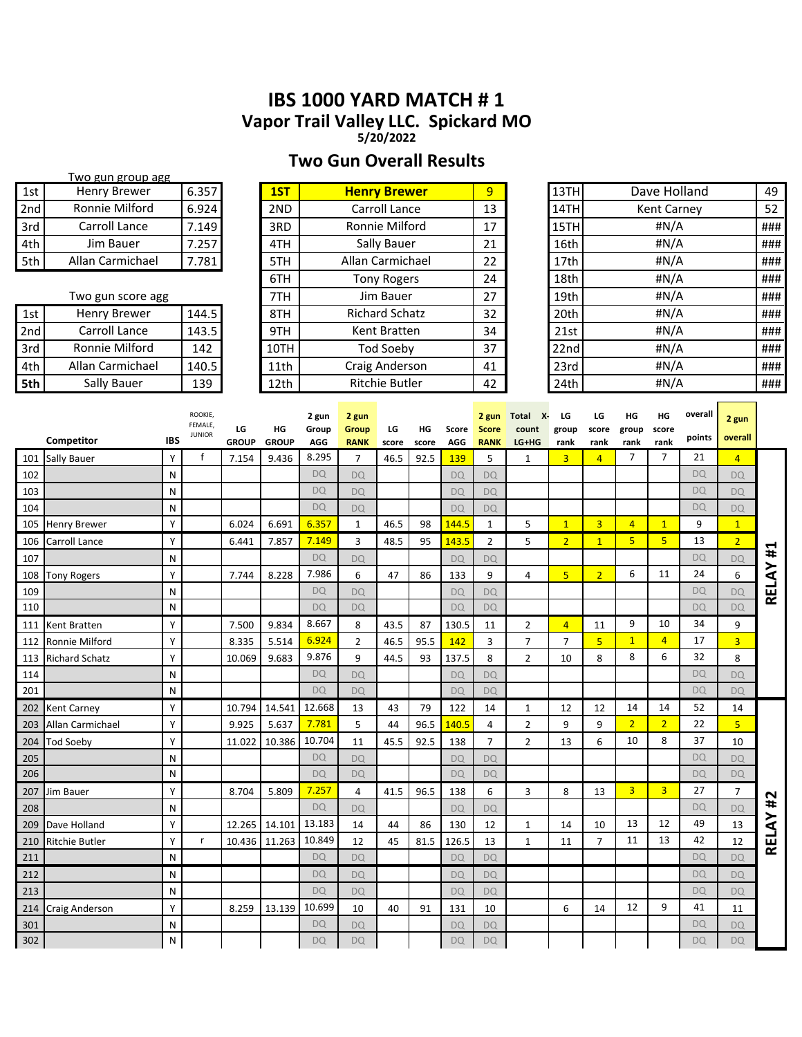# IBS 1000 YARD MATCH # 1

## Vapor Trail Valley LLC. Spickard MO

**5/20/2022**

## Two Gun Overall Results

Two gun group agg

| | | |
|---|---|---|
| 1st | Henry Brewer | 6.357 |
| 2nd | Ronnie Milford | 6.924 |
| 3rd | Carroll Lance | 7.149 |
| 4th | Jim Bauer | 7.257 |
| 5th | Allan Carmichael | 7.781 |

Two gun score agg

| | | |
|---|---|---|
| 1st | Henry Brewer | 144.5 |
| 2nd | Carroll Lance | 143.5 |
| 3rd | Ronnie Milford | 142 |
| 4th | Allan Carmichael | 140.5 |
| **5th** | Sally Bauer | 139 |

| | | |
|---|---|---|
| **1ST** | **Henry Brewer** | 9 |
| 2ND | Carroll Lance | 13 |
| 3RD | Ronnie Milford | 17 |
| 4TH | Sally Bauer | 21 |
| 5TH | Allan Carmichael | 22 |
| 6TH | Tony Rogers | 24 |
| 7TH | Jim Bauer | 27 |
| 8TH | Richard Schatz | 32 |
| 9TH | Kent Bratten | 34 |
| 10TH | Tod Soeby | 37 |
| 11th | Craig Anderson | 41 |
| 12th | Ritchie Butler | 42 |
| 13TH | Dave Holland | 49 |
| 14TH | Kent Carney | 52 |
| 15TH | #N/A | ### |
| 16th | #N/A | ### |
| 17th | #N/A | ### |
| 18th | #N/A | ### |
| 19th | #N/A | ### |
| 20th | #N/A | ### |
| 21st | #N/A | ### |
| 22nd | #N/A | ### |
| 23rd | #N/A | ### |
| 24th | #N/A | ### |

| | Competitor | IBS | ROOKIE, FEMALE, JUNIOR | LG GROUP | HG GROUP | 2 gun Group AGG | 2 gun Group RANK | LG score | HG score | Score AGG | 2 gun Score RANK | Total X-count LG+HG | LG group rank | LG score rank | HG group rank | HG score rank | overall points | 2 gun overall | |
|---|---|---|---|---|---|---|---|---|---|---|---|---|---|---|---|---|---|---|---|
| 101 | Sally Bauer | Y | f | 7.154 | 9.436 | 8.295 | 7 | 46.5 | 92.5 | 139 | 5 | 1 | 3 | 4 | 7 | 7 | 21 | 4 | RELAY #1 |
| 102 | | N | | | | DQ | DQ | | | DQ | DQ | | | | | | DQ | DQ | |
| 103 | | N | | | | DQ | DQ | | | DQ | DQ | | | | | | DQ | DQ | |
| 104 | | N | | | | DQ | DQ | | | DQ | DQ | | | | | | DQ | DQ | |
| 105 | Henry Brewer | Y | | 6.024 | 6.691 | 6.357 | 1 | 46.5 | 98 | 144.5 | 1 | 5 | 1 | 3 | 4 | 1 | 9 | 1 | |
| 106 | Carroll Lance | Y | | 6.441 | 7.857 | 7.149 | 3 | 48.5 | 95 | 143.5 | 2 | 5 | 2 | 1 | 5 | 5 | 13 | 2 | |
| 107 | | N | | | | DQ | DQ | | | DQ | DQ | | | | | | DQ | DQ | |
| 108 | Tony Rogers | Y | | 7.744 | 8.228 | 7.986 | 6 | 47 | 86 | 133 | 9 | 4 | 5 | 2 | 6 | 11 | 24 | 6 | |
| 109 | | N | | | | DQ | DQ | | | DQ | DQ | | | | | | DQ | DQ | |
| 110 | | N | | | | DQ | DQ | | | DQ | DQ | | | | | | DQ | DQ | |
| 111 | Kent Bratten | Y | | 7.500 | 9.834 | 8.667 | 8 | 43.5 | 87 | 130.5 | 11 | 2 | 4 | 11 | 9 | 10 | 34 | 9 | |
| 112 | Ronnie Milford | Y | | 8.335 | 5.514 | 6.924 | 2 | 46.5 | 95.5 | 142 | 3 | 7 | 7 | 5 | 1 | 4 | 17 | 3 | |
| 113 | Richard Schatz | Y | | 10.069 | 9.683 | 9.876 | 9 | 44.5 | 93 | 137.5 | 8 | 2 | 10 | 8 | 8 | 6 | 32 | 8 | |
| 114 | | N | | | | DQ | DQ | | | DQ | DQ | | | | | | DQ | DQ | |
| 201 | | N | | | | DQ | DQ | | | DQ | DQ | | | | | | DQ | DQ | |
| 202 | Kent Carney | Y | | 10.794 | 14.541 | 12.668 | 13 | 43 | 79 | 122 | 14 | 1 | 12 | 12 | 14 | 14 | 52 | 14 | RELAY #2 |
| 203 | Allan Carmichael | Y | | 9.925 | 5.637 | 7.781 | 5 | 44 | 96.5 | 140.5 | 4 | 2 | 9 | 9 | 2 | 2 | 22 | 5 | |
| 204 | Tod Soeby | Y | | 11.022 | 10.386 | 10.704 | 11 | 45.5 | 92.5 | 138 | 7 | 2 | 13 | 6 | 10 | 8 | 37 | 10 | |
| 205 | | N | | | | DQ | DQ | | | DQ | DQ | | | | | | DQ | DQ | |
| 206 | | N | | | | DQ | DQ | | | DQ | DQ | | | | | | DQ | DQ | |
| 207 | Jim Bauer | Y | | 8.704 | 5.809 | 7.257 | 4 | 41.5 | 96.5 | 138 | 6 | 3 | 8 | 13 | 3 | 3 | 27 | 7 | |
| 208 | | N | | | | DQ | DQ | | | DQ | DQ | | | | | | DQ | DQ | |
| 209 | Dave Holland | Y | | 12.265 | 14.101 | 13.183 | 14 | 44 | 86 | 130 | 12 | 1 | 14 | 10 | 13 | 12 | 49 | 13 | |
| 210 | Ritchie Butler | Y | r | 10.436 | 11.263 | 10.849 | 12 | 45 | 81.5 | 126.5 | 13 | 1 | 11 | 7 | 11 | 13 | 42 | 12 | |
| 211 | | N | | | | DQ | DQ | | | DQ | DQ | | | | | | DQ | DQ | |
| 212 | | N | | | | DQ | DQ | | | DQ | DQ | | | | | | DQ | DQ | |
| 213 | | N | | | | DQ | DQ | | | DQ | DQ | | | | | | DQ | DQ | |
| 214 | Craig Anderson | Y | | 8.259 | 13.139 | 10.699 | 10 | 40 | 91 | 131 | 10 | | 6 | 14 | 12 | 9 | 41 | 11 | |
| 301 | | N | | | | DQ | DQ | | | DQ | DQ | | | | | | DQ | DQ | |
| 302 | | N | | | | DQ | DQ | | | DQ | DQ | | | | | | DQ | DQ | |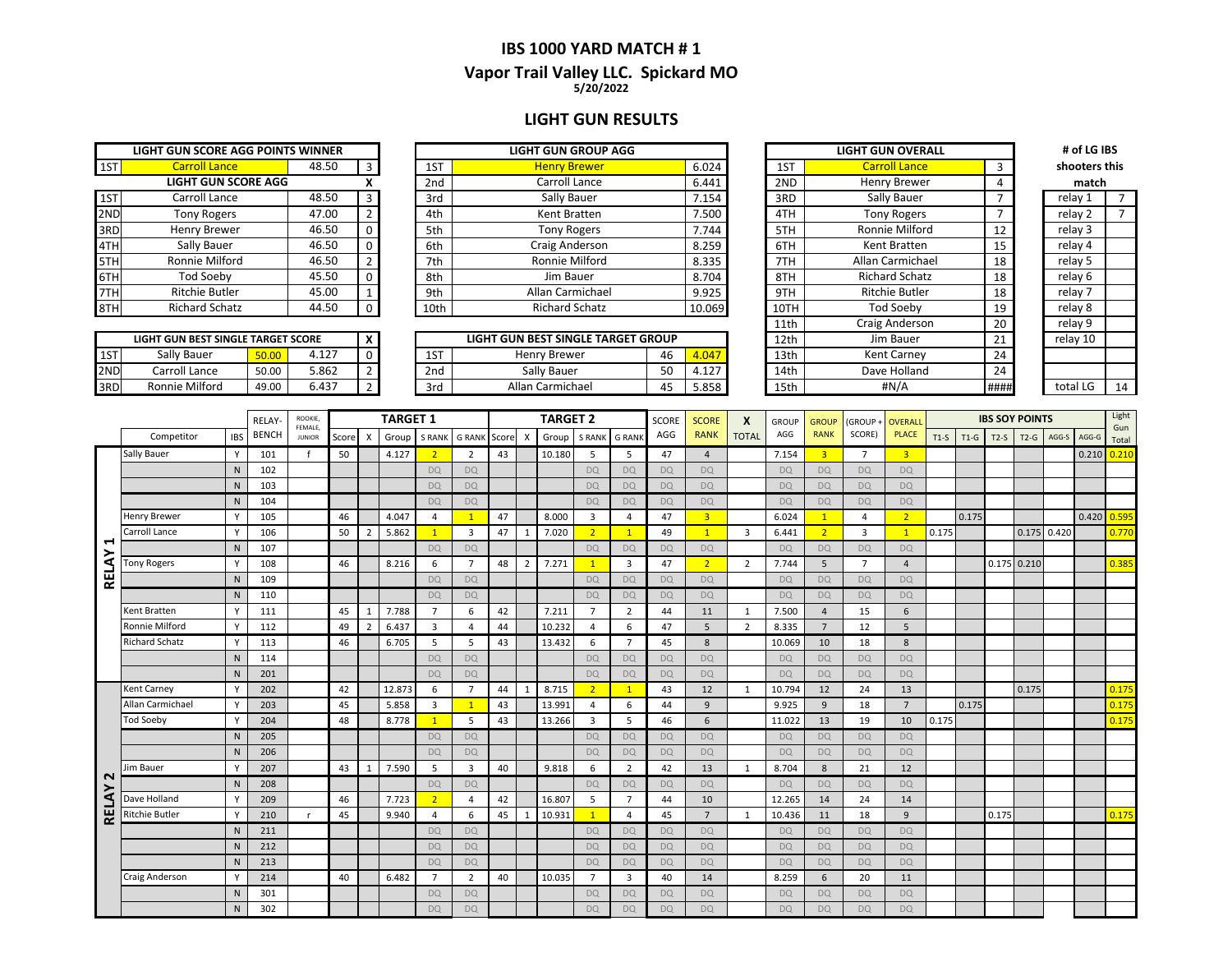# IBS 1000 YARD MATCH # 1

## Vapor Trail Valley LLC. Spickard MO

5/20/2022

## LIGHT GUN RESULTS

| LIGHT GUN SCORE AGG POINTS WINNER | | | |
|---|---|---|---|
| 1ST | Carroll Lance | 48.50 | 3 |

| LIGHT GUN SCORE AGG | | | X |
|---|---|---|---|
| 1ST | Carroll Lance | 48.50 | 3 |
| 2ND | Tony Rogers | 47.00 | 2 |
| 3RD | Henry Brewer | 46.50 | 0 |
| 4TH | Sally Bauer | 46.50 | 0 |
| 5TH | Ronnie Milford | 46.50 | 2 |
| 6TH | Tod Soeby | 45.50 | 0 |
| 7TH | Ritchie Butler | 45.00 | 1 |
| 8TH | Richard Schatz | 44.50 | 0 |

| LIGHT GUN BEST SINGLE TARGET SCORE | | | | X |
|---|---|---|---|---|
| 1ST | Sally Bauer | 50.00 | 4.127 | 0 |
| 2ND | Carroll Lance | 50.00 | 5.862 | 2 |
| 3RD | Ronnie Milford | 49.00 | 6.437 | 2 |

| LIGHT GUN GROUP AGG | | |
|---|---|---|
| 1ST | Henry Brewer | 6.024 |
| 2nd | Carroll Lance | 6.441 |
| 3rd | Sally Bauer | 7.154 |
| 4th | Kent Bratten | 7.500 |
| 5th | Tony Rogers | 7.744 |
| 6th | Craig Anderson | 8.259 |
| 7th | Ronnie Milford | 8.335 |
| 8th | Jim Bauer | 8.704 |
| 9th | Allan Carmichael | 9.925 |
| 10th | Richard Schatz | 10.069 |

| LIGHT GUN BEST SINGLE TARGET GROUP | | | |
|---|---|---|---|
| 1ST | Henry Brewer | 46 | 4.047 |
| 2nd | Sally Bauer | 50 | 4.127 |
| 3rd | Allan Carmichael | 45 | 5.858 |

| LIGHT GUN OVERALL | | |
|---|---|---|
| 1ST | Carroll Lance | 3 |
| 2ND | Henry Brewer | 4 |
| 3RD | Sally Bauer | 7 |
| 4TH | Tony Rogers | 7 |
| 5TH | Ronnie Milford | 12 |
| 6TH | Kent Bratten | 15 |
| 7TH | Allan Carmichael | 18 |
| 8TH | Richard Schatz | 18 |
| 9TH | Ritchie Butler | 18 |
| 10TH | Tod Soeby | 19 |
| 11th | Craig Anderson | 20 |
| 12th | Jim Bauer | 21 |
| 13th | Kent Carney | 24 |
| 14th | Dave Holland | 24 |
| 15th | #N/A | #### |

| # of LG IBS shooters this match | |
|---|---|
| relay 1 | 7 |
| relay 2 | 7 |
| relay 3 | |
| relay 4 | |
| relay 5 | |
| relay 6 | |
| relay 7 | |
| relay 8 | |
| relay 9 | |
| relay 10 | |
| | |
| | |
| total LG | 14 |

| | | | | | TARGET 1 | | | | | TARGET 2 | | | | | | | | | | | | | IBS SOY POINTS | | | | | | | Light Gun |
|---|---|---|---|---|---|---|---|---|---|---|---|---|---|---|---|---|---|---|---|---|---|---|---|---|---|---|---|---|---|
| | Competitor | IBS | RELAY-BENCH | ROOKIE, FEMALE, JUNIOR | Score | X | Group | S RANK | G RANK | Score | X | Group | S RANK | G RANK | SCORE AGG | SCORE RANK | X TOTAL | GROUP AGG | GROUP RANK | (GROUP + SCORE) | OVERALL PLACE | T1-S | T1-G | T2-S | T2-G | AGG-S | AGG-G | Total |
| RELAY 1 | Sally Bauer | Y | 101 | f | 50 | | 4.127 | 2 | 2 | 43 | | 10.180 | 5 | 5 | 47 | 4 | | 7.154 | 3 | 7 | 3 | | | | | | 0.210 | 0.210 |
| | | N | 102 | | | | | DQ | DQ | | | | DQ | DQ | DQ | DQ | | DQ | DQ | DQ | DQ | | | | | | | |
| | | N | 103 | | | | | DQ | DQ | | | | DQ | DQ | DQ | DQ | | DQ | DQ | DQ | DQ | | | | | | | |
| | | N | 104 | | | | | DQ | DQ | | | | DQ | DQ | DQ | DQ | | DQ | DQ | DQ | DQ | | | | | | | |
| | Henry Brewer | Y | 105 | | 46 | | 4.047 | 4 | 1 | 47 | | 8.000 | 3 | 4 | 47 | 3 | | 6.024 | 1 | 4 | 2 | | 0.175 | | | | 0.420 | 0.595 |
| | Carroll Lance | Y | 106 | | 50 | 2 | 5.862 | 1 | 3 | 47 | 1 | 7.020 | 2 | 1 | 49 | 1 | 3 | 6.441 | 2 | 3 | 1 | 0.175 | | | 0.175 | 0.420 | | 0.770 |
| | | N | 107 | | | | | DQ | DQ | | | | DQ | DQ | DQ | DQ | | DQ | DQ | DQ | DQ | | | | | | | |
| | Tony Rogers | Y | 108 | | 46 | | 8.216 | 6 | 7 | 48 | 2 | 7.271 | 1 | 3 | 47 | 2 | 2 | 7.744 | 5 | 7 | 4 | | | 0.175 | 0.210 | | | 0.385 |
| | | N | 109 | | | | | DQ | DQ | | | | DQ | DQ | DQ | DQ | | DQ | DQ | DQ | DQ | | | | | | | |
| | | N | 110 | | | | | DQ | DQ | | | | DQ | DQ | DQ | DQ | | DQ | DQ | DQ | DQ | | | | | | | |
| | Kent Bratten | Y | 111 | | 45 | 1 | 7.788 | 7 | 6 | 42 | | 7.211 | 7 | 2 | 44 | 11 | 1 | 7.500 | 4 | 15 | 6 | | | | | | | |
| | Ronnie Milford | Y | 112 | | 49 | 2 | 6.437 | 3 | 4 | 44 | | 10.232 | 4 | 6 | 47 | 5 | 2 | 8.335 | 7 | 12 | 5 | | | | | | | |
| | Richard Schatz | Y | 113 | | 46 | | 6.705 | 5 | 5 | 43 | | 13.432 | 6 | 7 | 45 | 8 | | 10.069 | 10 | 18 | 8 | | | | | | | |
| | | N | 114 | | | | | DQ | DQ | | | | DQ | DQ | DQ | DQ | | DQ | DQ | DQ | DQ | | | | | | | |
| | | N | 201 | | | | | DQ | DQ | | | | DQ | DQ | DQ | DQ | | DQ | DQ | DQ | DQ | | | | | | | |
| RELAY 2 | Kent Carney | Y | 202 | | 42 | | 12.873 | 6 | 7 | 44 | 1 | 8.715 | 2 | 1 | 43 | 12 | 1 | 10.794 | 12 | 24 | 13 | | | | 0.175 | | | 0.175 |
| | Allan Carmichael | Y | 203 | | 45 | | 5.858 | 3 | 1 | 43 | | 13.991 | 4 | 6 | 44 | 9 | | 9.925 | 9 | 18 | 7 | | 0.175 | | | | | 0.175 |
| | Tod Soeby | Y | 204 | | 48 | | 8.778 | 1 | 5 | 43 | | 13.266 | 3 | 5 | 46 | 6 | | 11.022 | 13 | 19 | 10 | 0.175 | | | | | | 0.175 |
| | | N | 205 | | | | | DQ | DQ | | | | DQ | DQ | DQ | DQ | | DQ | DQ | DQ | DQ | | | | | | | |
| | | N | 206 | | | | | DQ | DQ | | | | DQ | DQ | DQ | DQ | | DQ | DQ | DQ | DQ | | | | | | | |
| | Jim Bauer | Y | 207 | | 43 | 1 | 7.590 | 5 | 3 | 40 | | 9.818 | 6 | 2 | 42 | 13 | 1 | 8.704 | 8 | 21 | 12 | | | | | | | |
| | | N | 208 | | | | | DQ | DQ | | | | DQ | DQ | DQ | DQ | | DQ | DQ | DQ | DQ | | | | | | | |
| | Dave Holland | Y | 209 | | 46 | | 7.723 | 2 | 4 | 42 | | 16.807 | 5 | 7 | 44 | 10 | | 12.265 | 14 | 24 | 14 | | | | | | | |
| | Ritchie Butler | Y | 210 | r | 45 | | 9.940 | 4 | 6 | 45 | 1 | 10.931 | 1 | 4 | 45 | 7 | 1 | 10.436 | 11 | 18 | 9 | | | 0.175 | | | | 0.175 |
| | | N | 211 | | | | | DQ | DQ | | | | DQ | DQ | DQ | DQ | | DQ | DQ | DQ | DQ | | | | | | | |
| | | N | 212 | | | | | DQ | DQ | | | | DQ | DQ | DQ | DQ | | DQ | DQ | DQ | DQ | | | | | | | |
| | | N | 213 | | | | | DQ | DQ | | | | DQ | DQ | DQ | DQ | | DQ | DQ | DQ | DQ | | | | | | | |
| | Craig Anderson | Y | 214 | | 40 | | 6.482 | 7 | 2 | 40 | | 10.035 | 7 | 3 | 40 | 14 | | 8.259 | 6 | 20 | 11 | | | | | | | |
| | | N | 301 | | | | | DQ | DQ | | | | DQ | DQ | DQ | DQ | | DQ | DQ | DQ | DQ | | | | | | | |
| | | N | 302 | | | | | DQ | DQ | | | | DQ | DQ | DQ | DQ | | DQ | DQ | DQ | DQ | | | | | | | |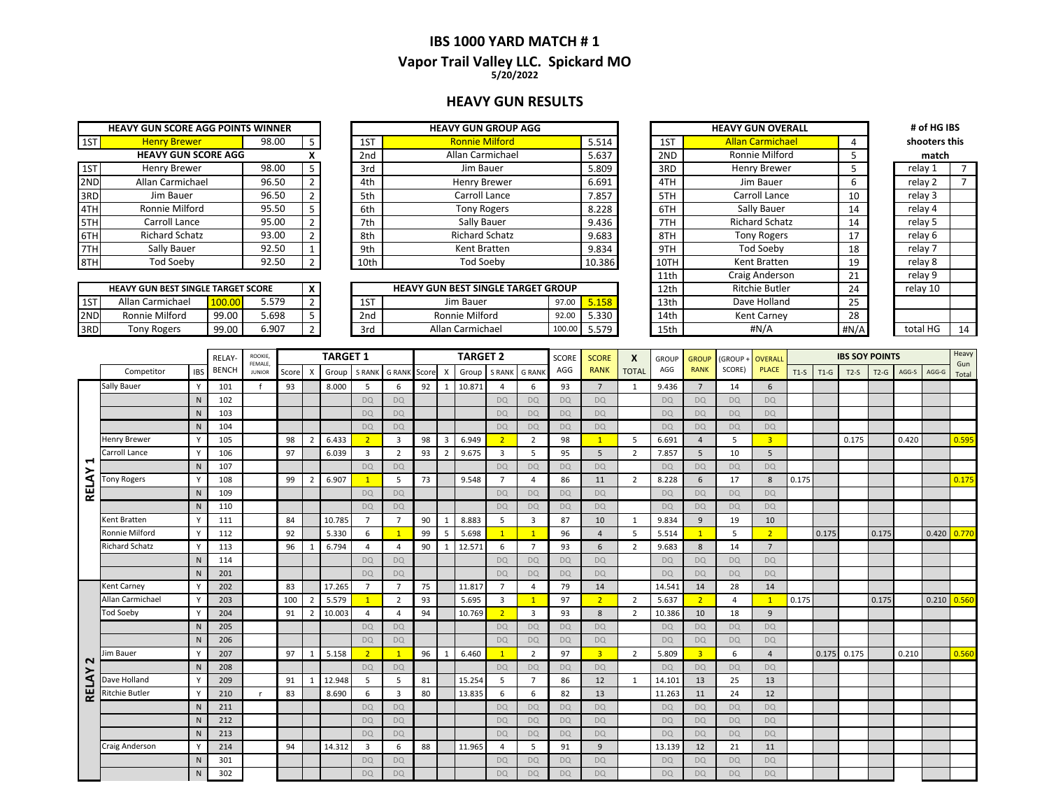# IBS 1000 YARD MATCH # 1

## Vapor Trail Valley LLC. Spickard MO

**5/20/2022**

## HEAVY GUN RESULTS

| HEAVY GUN SCORE AGG POINTS WINNER | | | |
|---|---|---|---|
| 1ST | Henry Brewer | 98.00 | 5 |

| HEAVY GUN SCORE AGG | | | X |
|---|---|---|---|
| 1ST | Henry Brewer | 98.00 | 5 |
| 2ND | Allan Carmichael | 96.50 | 2 |
| 3RD | Jim Bauer | 96.50 | 2 |
| 4TH | Ronnie Milford | 95.50 | 5 |
| 5TH | Carroll Lance | 95.00 | 2 |
| 6TH | Richard Schatz | 93.00 | 2 |
| 7TH | Sally Bauer | 92.50 | 1 |
| 8TH | Tod Soeby | 92.50 | 2 |

| HEAVY GUN BEST SINGLE TARGET SCORE | | | | X |
|---|---|---|---|---|
| 1ST | Allan Carmichael | 100.00 | 5.579 | 2 |
| 2ND | Ronnie Milford | 99.00 | 5.698 | 5 |
| 3RD | Tony Rogers | 99.00 | 6.907 | 2 |

| HEAVY GUN GROUP AGG | | |
|---|---|---|
| 1ST | Ronnie Milford | 5.514 |
| 2nd | Allan Carmichael | 5.637 |
| 3rd | Jim Bauer | 5.809 |
| 4th | Henry Brewer | 6.691 |
| 5th | Carroll Lance | 7.857 |
| 6th | Tony Rogers | 8.228 |
| 7th | Sally Bauer | 9.436 |
| 8th | Richard Schatz | 9.683 |
| 9th | Kent Bratten | 9.834 |
| 10th | Tod Soeby | 10.386 |

| HEAVY GUN BEST SINGLE TARGET GROUP | | | |
|---|---|---|---|
| 1ST | Jim Bauer | 97.00 | 5.158 |
| 2nd | Ronnie Milford | 92.00 | 5.330 |
| 3rd | Allan Carmichael | 100.00 | 5.579 |

| HEAVY GUN OVERALL | | |
|---|---|---|
| 1ST | Allan Carmichael | 4 |
| 2ND | Ronnie Milford | 5 |
| 3RD | Henry Brewer | 5 |
| 4TH | Jim Bauer | 6 |
| 5TH | Carroll Lance | 10 |
| 6TH | Sally Bauer | 14 |
| 7TH | Richard Schatz | 14 |
| 8TH | Tony Rogers | 17 |
| 9TH | Tod Soeby | 18 |
| 10TH | Kent Bratten | 19 |
| 11th | Craig Anderson | 21 |
| 12th | Ritchie Butler | 24 |
| 13th | Dave Holland | 25 |
| 14th | Kent Carney | 28 |
| 15th | #N/A | #N/A |

| # of HG IBS shooters this match | |
|---|---|
| relay 1 | 7 |
| relay 2 | 7 |
| relay 3 | |
| relay 4 | |
| relay 5 | |
| relay 6 | |
| relay 7 | |
| relay 8 | |
| relay 9 | |
| relay 10 | |
| total HG | 14 |

| | Competitor | IBS | RELAY-BENCH | ROOKIE, FEMALE, JUNIOR | TARGET 1 Score | X | Group | S RANK | G RANK | TARGET 2 Score | X | Group | S RANK | G RANK | SCORE AGG | SCORE RANK | X TOTAL | GROUP AGG | GROUP RANK | (GROUP + SCORE) | OVERALL PLACE | IBS SOY POINTS T1-S | T1-G | T2-S | T2-G | AGG-S | AGG-G | Heavy Gun Total |
|---|---|---|---|---|---|---|---|---|---|---|---|---|---|---|---|---|---|---|---|---|---|---|---|---|---|---|---|---|
| RELAY 1 | Sally Bauer | Y | 101 | f | 93 | | 8.000 | 5 | 6 | 92 | 1 | 10.871 | 4 | 6 | 93 | 7 | 1 | 9.436 | 7 | 14 | 6 | | | | | | | |
| | | N | 102 | | | | | DQ | DQ | | | | DQ | DQ | DQ | DQ | | DQ | DQ | DQ | DQ | | | | | | | |
| | | N | 103 | | | | | DQ | DQ | | | | DQ | DQ | DQ | DQ | | DQ | DQ | DQ | DQ | | | | | | | |
| | | N | 104 | | | | | DQ | DQ | | | | DQ | DQ | DQ | DQ | | DQ | DQ | DQ | DQ | | | | | | | |
| | Henry Brewer | Y | 105 | | 98 | 2 | 6.433 | 2 | 3 | 98 | 3 | 6.949 | 2 | 2 | 98 | 1 | 5 | 6.691 | 4 | 5 | 3 | | | 0.175 | | 0.420 | | 0.595 |
| | Carroll Lance | Y | 106 | | 97 | | 6.039 | 3 | 2 | 93 | 2 | 9.675 | 3 | 5 | 95 | 5 | 2 | 7.857 | 5 | 10 | 5 | | | | | | | |
| | | N | 107 | | | | | DQ | DQ | | | | DQ | DQ | DQ | DQ | | DQ | DQ | DQ | DQ | | | | | | | |
| | Tony Rogers | Y | 108 | | 99 | 2 | 6.907 | 1 | 5 | 73 | | 9.548 | 7 | 4 | 86 | 11 | 2 | 8.228 | 6 | 17 | 8 | 0.175 | | | | | | 0.175 |
| | | N | 109 | | | | | DQ | DQ | | | | DQ | DQ | DQ | DQ | | DQ | DQ | DQ | DQ | | | | | | | |
| | | N | 110 | | | | | DQ | DQ | | | | DQ | DQ | DQ | DQ | | DQ | DQ | DQ | DQ | | | | | | | |
| | Kent Bratten | Y | 111 | | 84 | | 10.785 | 7 | 7 | 90 | 1 | 8.883 | 5 | 3 | 87 | 10 | 1 | 9.834 | 9 | 19 | 10 | | | | | | | |
| | Ronnie Milford | Y | 112 | | 92 | | 5.330 | 6 | 1 | 99 | 5 | 5.698 | 1 | 1 | 96 | 4 | 5 | 5.514 | 1 | 5 | 2 | | 0.175 | | 0.175 | | 0.420 | 0.770 |
| | Richard Schatz | Y | 113 | | 96 | 1 | 6.794 | 4 | 4 | 90 | 1 | 12.571 | 6 | 7 | 93 | 6 | 2 | 9.683 | 8 | 14 | 7 | | | | | | | |
| | | N | 114 | | | | | DQ | DQ | | | | DQ | DQ | DQ | DQ | | DQ | DQ | DQ | DQ | | | | | | | |
| | | N | 201 | | | | | DQ | DQ | | | | DQ | DQ | DQ | DQ | | DQ | DQ | DQ | DQ | | | | | | | |
| RELAY 2 | Kent Carney | Y | 202 | | 83 | | 17.265 | 7 | 7 | 75 | | 11.817 | 7 | 4 | 79 | 14 | | 14.541 | 14 | 28 | 14 | | | | | | | |
| | Allan Carmichael | Y | 203 | | 100 | 2 | 5.579 | 1 | 2 | 93 | | 5.695 | 3 | 1 | 97 | 2 | 2 | 5.637 | 2 | 4 | 1 | 0.175 | | | 0.175 | | 0.210 | 0.560 |
| | Tod Soeby | Y | 204 | | 91 | 2 | 10.003 | 4 | 4 | 94 | | 10.769 | 2 | 3 | 93 | 8 | 2 | 10.386 | 10 | 18 | 9 | | | | | | | |
| | | N | 205 | | | | | DQ | DQ | | | | DQ | DQ | DQ | DQ | | DQ | DQ | DQ | DQ | | | | | | | |
| | | N | 206 | | | | | DQ | DQ | | | | DQ | DQ | DQ | DQ | | DQ | DQ | DQ | DQ | | | | | | | |
| | Jim Bauer | Y | 207 | | 97 | 1 | 5.158 | 2 | 1 | 96 | 1 | 6.460 | 1 | 2 | 97 | 3 | 2 | 5.809 | 3 | 6 | 4 | | 0.175 | 0.175 | | 0.210 | | 0.560 |
| | | N | 208 | | | | | DQ | DQ | | | | DQ | DQ | DQ | DQ | | DQ | DQ | DQ | DQ | | | | | | | |
| | Dave Holland | Y | 209 | | 91 | 1 | 12.948 | 5 | 5 | 81 | | 15.254 | 5 | 7 | 86 | 12 | 1 | 14.101 | 13 | 25 | 13 | | | | | | | |
| | Ritchie Butler | Y | 210 | r | 83 | | 8.690 | 6 | 3 | 80 | | 13.835 | 6 | 6 | 82 | 13 | | 11.263 | 11 | 24 | 12 | | | | | | | |
| | | N | 211 | | | | | DQ | DQ | | | | DQ | DQ | DQ | DQ | | DQ | DQ | DQ | DQ | | | | | | | |
| | | N | 212 | | | | | DQ | DQ | | | | DQ | DQ | DQ | DQ | | DQ | DQ | DQ | DQ | | | | | | | |
| | | N | 213 | | | | | DQ | DQ | | | | DQ | DQ | DQ | DQ | | DQ | DQ | DQ | DQ | | | | | | | |
| | Craig Anderson | Y | 214 | | 94 | | 14.312 | 3 | 6 | 88 | | 11.965 | 4 | 5 | 91 | 9 | | 13.139 | 12 | 21 | 11 | | | | | | | |
| | | N | 301 | | | | | DQ | DQ | | | | DQ | DQ | DQ | DQ | | DQ | DQ | DQ | DQ | | | | | | | |
| | | N | 302 | | | | | DQ | DQ | | | | DQ | DQ | DQ | DQ | | DQ | DQ | DQ | DQ | | | | | | | |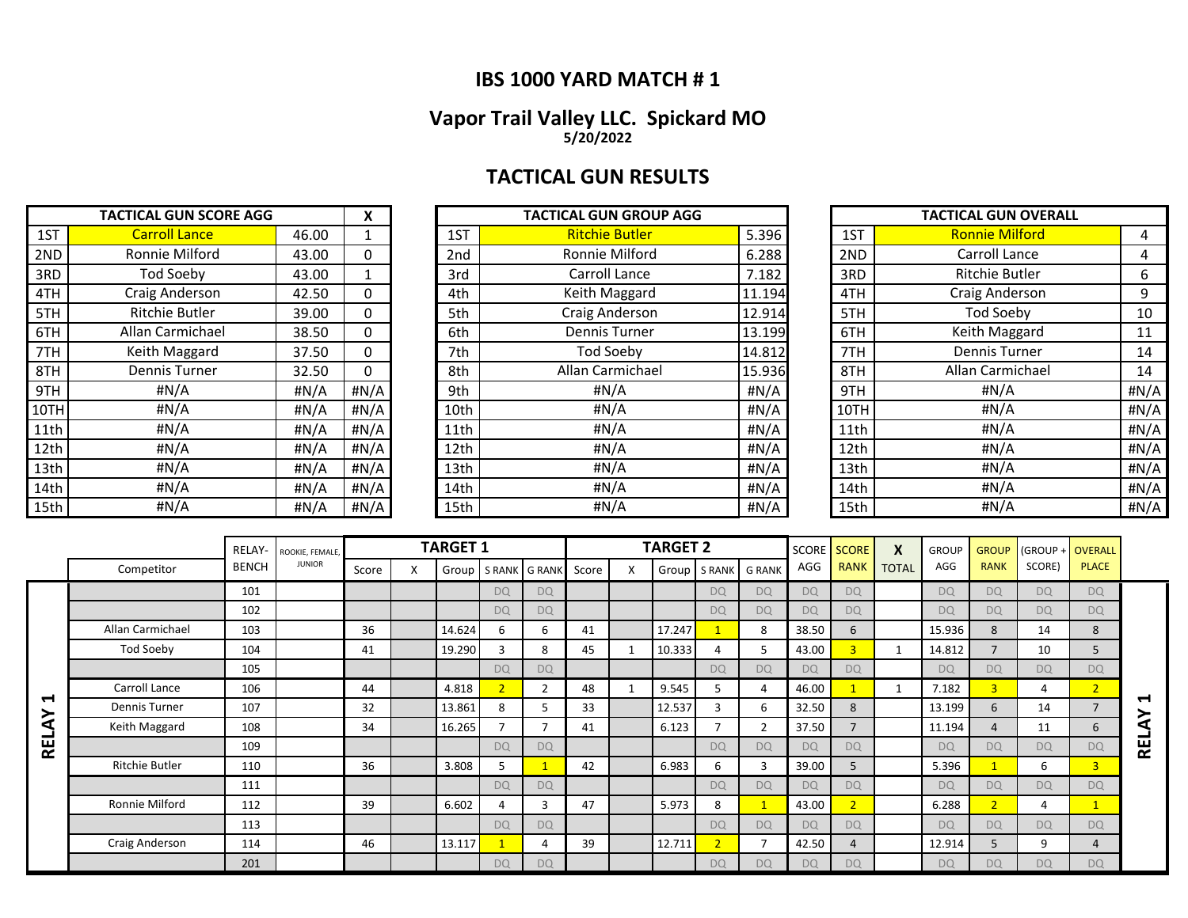# IBS 1000 YARD MATCH # 1

## Vapor Trail Valley LLC. Spickard MO

**5/20/2022**

## TACTICAL GUN RESULTS

| TACTICAL GUN SCORE AGG | | | X |
|---|---|---|---|
| 1ST | Carroll Lance | 46.00 | 1 |
| 2ND | Ronnie Milford | 43.00 | 0 |
| 3RD | Tod Soeby | 43.00 | 1 |
| 4TH | Craig Anderson | 42.50 | 0 |
| 5TH | Ritchie Butler | 39.00 | 0 |
| 6TH | Allan Carmichael | 38.50 | 0 |
| 7TH | Keith Maggard | 37.50 | 0 |
| 8TH | Dennis Turner | 32.50 | 0 |
| 9TH | #N/A | #N/A | #N/A |
| 10TH | #N/A | #N/A | #N/A |
| 11th | #N/A | #N/A | #N/A |
| 12th | #N/A | #N/A | #N/A |
| 13th | #N/A | #N/A | #N/A |
| 14th | #N/A | #N/A | #N/A |
| 15th | #N/A | #N/A | #N/A |

| TACTICAL GUN GROUP AGG | | |
|---|---|---|
| 1ST | Ritchie Butler | 5.396 |
| 2nd | Ronnie Milford | 6.288 |
| 3rd | Carroll Lance | 7.182 |
| 4th | Keith Maggard | 11.194 |
| 5th | Craig Anderson | 12.914 |
| 6th | Dennis Turner | 13.199 |
| 7th | Tod Soeby | 14.812 |
| 8th | Allan Carmichael | 15.936 |
| 9th | #N/A | #N/A |
| 10th | #N/A | #N/A |
| 11th | #N/A | #N/A |
| 12th | #N/A | #N/A |
| 13th | #N/A | #N/A |
| 14th | #N/A | #N/A |
| 15th | #N/A | #N/A |

| TACTICAL GUN OVERALL | | |
|---|---|---|
| 1ST | Ronnie Milford | 4 |
| 2ND | Carroll Lance | 4 |
| 3RD | Ritchie Butler | 6 |
| 4TH | Craig Anderson | 9 |
| 5TH | Tod Soeby | 10 |
| 6TH | Keith Maggard | 11 |
| 7TH | Dennis Turner | 14 |
| 8TH | Allan Carmichael | 14 |
| 9TH | #N/A | #N/A |
| 10TH | #N/A | #N/A |
| 11th | #N/A | #N/A |
| 12th | #N/A | #N/A |
| 13th | #N/A | #N/A |
| 14th | #N/A | #N/A |
| 15th | #N/A | #N/A |

| | | RELAY-BENCH | ROOKIE, FEMALE, JUNIOR | TARGET 1 | | | | | TARGET 2 | | | | | SCORE AGG | SCORE RANK | X TOTAL | GROUP AGG | GROUP RANK | (GROUP + SCORE) | OVERALL PLACE |
|---|---|---|---|---|---|---|---|---|---|---|---|---|---|---|---|---|---|---|---|---|
| | Competitor | | | Score | X | Group | S RANK | G RANK | Score | X | Group | S RANK | G RANK | | | | | | | |
| RELAY 1 | | 101 | | | | | DQ | DQ | | | | DQ | DQ | DQ | DQ | | DQ | DQ | DQ | DQ |
| RELAY 1 | | 102 | | | | | DQ | DQ | | | | DQ | DQ | DQ | DQ | | DQ | DQ | DQ | DQ |
| RELAY 1 | Allan Carmichael | 103 | | 36 | | 14.624 | 6 | 6 | 41 | | 17.247 | 1 | 8 | 38.50 | 6 | | 15.936 | 8 | 14 | 8 |
| RELAY 1 | Tod Soeby | 104 | | 41 | | 19.290 | 3 | 8 | 45 | 1 | 10.333 | 4 | 5 | 43.00 | 3 | 1 | 14.812 | 7 | 10 | 5 |
| RELAY 1 | | 105 | | | | | DQ | DQ | | | | DQ | DQ | DQ | DQ | | DQ | DQ | DQ | DQ |
| RELAY 1 | Carroll Lance | 106 | | 44 | | 4.818 | 2 | 2 | 48 | 1 | 9.545 | 5 | 4 | 46.00 | 1 | 1 | 7.182 | 3 | 4 | 2 |
| RELAY 1 | Dennis Turner | 107 | | 32 | | 13.861 | 8 | 5 | 33 | | 12.537 | 3 | 6 | 32.50 | 8 | | 13.199 | 6 | 14 | 7 |
| RELAY 1 | Keith Maggard | 108 | | 34 | | 16.265 | 7 | 7 | 41 | | 6.123 | 7 | 2 | 37.50 | 7 | | 11.194 | 4 | 11 | 6 |
| RELAY 1 | | 109 | | | | | DQ | DQ | | | | DQ | DQ | DQ | DQ | | DQ | DQ | DQ | DQ |
| RELAY 1 | Ritchie Butler | 110 | | 36 | | 3.808 | 5 | 1 | 42 | | 6.983 | 6 | 3 | 39.00 | 5 | | 5.396 | 1 | 6 | 3 |
| RELAY 1 | | 111 | | | | | DQ | DQ | | | | DQ | DQ | DQ | DQ | | DQ | DQ | DQ | DQ |
| RELAY 1 | Ronnie Milford | 112 | | 39 | | 6.602 | 4 | 3 | 47 | | 5.973 | 8 | 1 | 43.00 | 2 | | 6.288 | 2 | 4 | 1 |
| RELAY 1 | | 113 | | | | | DQ | DQ | | | | DQ | DQ | DQ | DQ | | DQ | DQ | DQ | DQ |
| RELAY 1 | Craig Anderson | 114 | | 46 | | 13.117 | 1 | 4 | 39 | | 12.711 | 2 | 7 | 42.50 | 4 | | 12.914 | 5 | 9 | 4 |
| RELAY 1 | | 201 | | | | | DQ | DQ | | | | DQ | DQ | DQ | DQ | | DQ | DQ | DQ | DQ |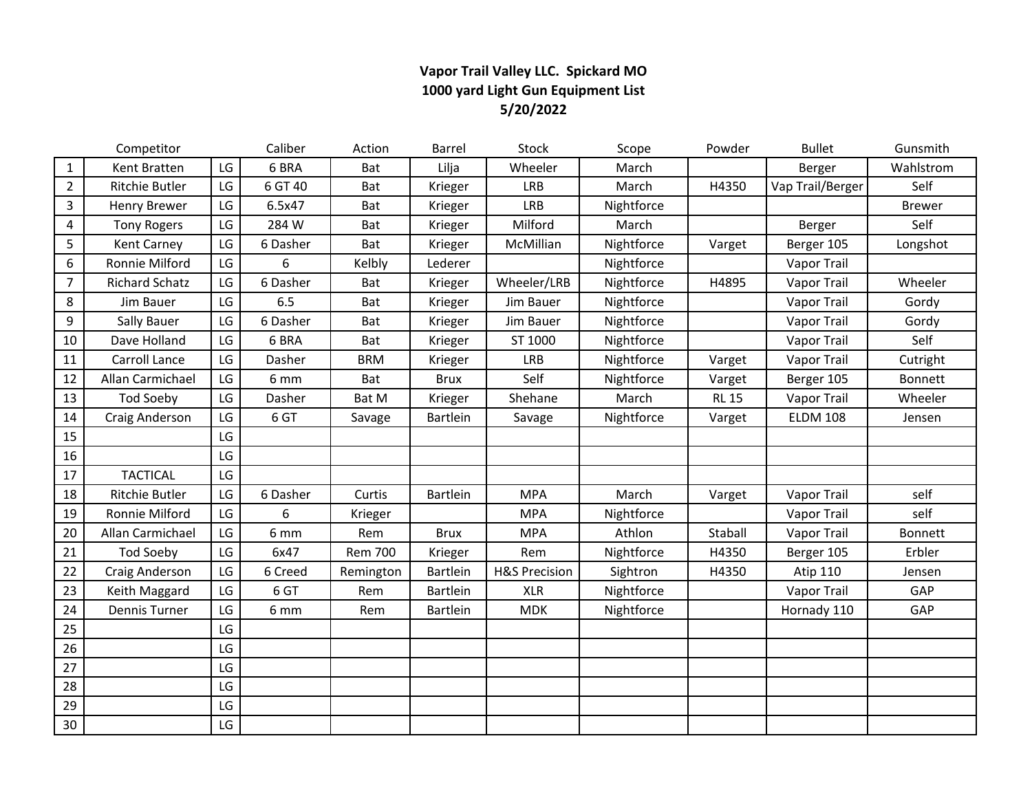**Vapor Trail Valley LLC. Spickard MO**
**1000 yard Light Gun Equipment List**
**5/20/2022**

| | Competitor | | Caliber | Action | Barrel | Stock | Scope | Powder | Bullet | Gunsmith |
|---|---|---|---|---|---|---|---|---|---|---|
| 1 | Kent Bratten | LG | 6 BRA | Bat | Lilja | Wheeler | March | | Berger | Wahlstrom |
| 2 | Ritchie Butler | LG | 6 GT 40 | Bat | Krieger | LRB | March | H4350 | Vap Trail/Berger | Self |
| 3 | Henry Brewer | LG | 6.5x47 | Bat | Krieger | LRB | Nightforce | | | Brewer |
| 4 | Tony Rogers | LG | 284 W | Bat | Krieger | Milford | March | | Berger | Self |
| 5 | Kent Carney | LG | 6 Dasher | Bat | Krieger | McMillian | Nightforce | Varget | Berger 105 | Longshot |
| 6 | Ronnie Milford | LG | 6 | Kelbly | Lederer | | Nightforce | | Vapor Trail | |
| 7 | Richard Schatz | LG | 6 Dasher | Bat | Krieger | Wheeler/LRB | Nightforce | H4895 | Vapor Trail | Wheeler |
| 8 | Jim Bauer | LG | 6.5 | Bat | Krieger | Jim Bauer | Nightforce | | Vapor Trail | Gordy |
| 9 | Sally Bauer | LG | 6 Dasher | Bat | Krieger | Jim Bauer | Nightforce | | Vapor Trail | Gordy |
| 10 | Dave Holland | LG | 6 BRA | Bat | Krieger | ST 1000 | Nightforce | | Vapor Trail | Self |
| 11 | Carroll Lance | LG | Dasher | BRM | Krieger | LRB | Nightforce | Varget | Vapor Trail | Cutright |
| 12 | Allan Carmichael | LG | 6 mm | Bat | Brux | Self | Nightforce | Varget | Berger 105 | Bonnett |
| 13 | Tod Soeby | LG | Dasher | Bat M | Krieger | Shehane | March | RL 15 | Vapor Trail | Wheeler |
| 14 | Craig Anderson | LG | 6 GT | Savage | Bartlein | Savage | Nightforce | Varget | ELDM 108 | Jensen |
| 15 | | LG | | | | | | | | |
| 16 | | LG | | | | | | | | |
| 17 | TACTICAL | LG | | | | | | | | |
| 18 | Ritchie Butler | LG | 6 Dasher | Curtis | Bartlein | MPA | March | Varget | Vapor Trail | self |
| 19 | Ronnie Milford | LG | 6 | Krieger | | MPA | Nightforce | | Vapor Trail | self |
| 20 | Allan Carmichael | LG | 6 mm | Rem | Brux | MPA | Athlon | Staball | Vapor Trail | Bonnett |
| 21 | Tod Soeby | LG | 6x47 | Rem 700 | Krieger | Rem | Nightforce | H4350 | Berger 105 | Erbler |
| 22 | Craig Anderson | LG | 6 Creed | Remington | Bartlein | H&S Precision | Sightron | H4350 | Atip 110 | Jensen |
| 23 | Keith Maggard | LG | 6 GT | Rem | Bartlein | XLR | Nightforce | | Vapor Trail | GAP |
| 24 | Dennis Turner | LG | 6 mm | Rem | Bartlein | MDK | Nightforce | | Hornady 110 | GAP |
| 25 | | LG | | | | | | | | |
| 26 | | LG | | | | | | | | |
| 27 | | LG | | | | | | | | |
| 28 | | LG | | | | | | | | |
| 29 | | LG | | | | | | | | |
| 30 | | LG | | | | | | | | |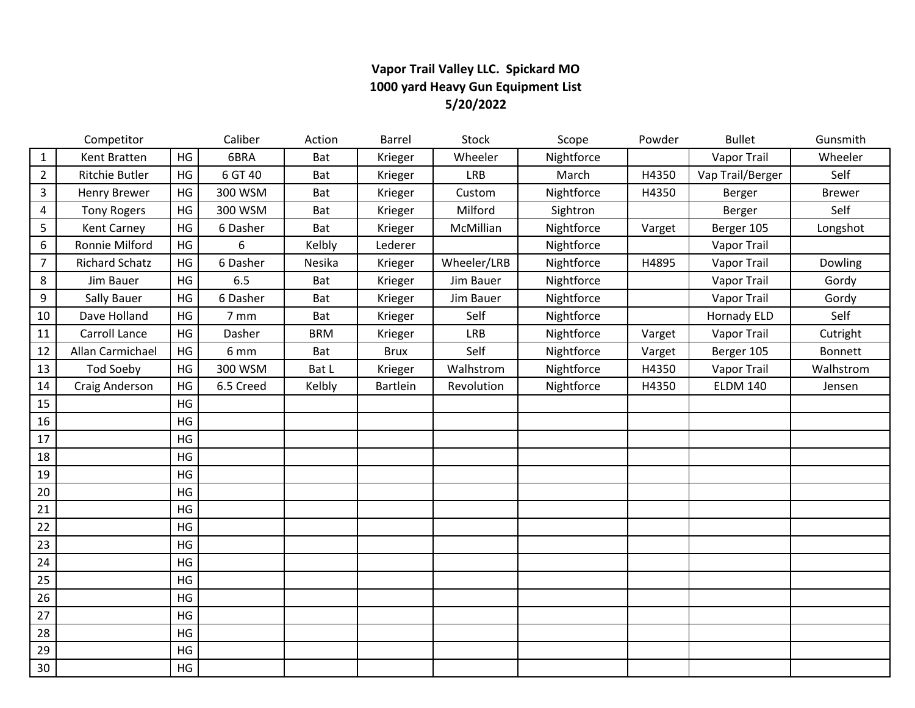**Vapor Trail Valley LLC. Spickard MO**
**1000 yard Heavy Gun Equipment List**
**5/20/2022**

| | Competitor | | Caliber | Action | Barrel | Stock | Scope | Powder | Bullet | Gunsmith |
|---|---|---|---|---|---|---|---|---|---|---|
| 1 | Kent Bratten | HG | 6BRA | Bat | Krieger | Wheeler | Nightforce | | Vapor Trail | Wheeler |
| 2 | Ritchie Butler | HG | 6 GT 40 | Bat | Krieger | LRB | March | H4350 | Vap Trail/Berger | Self |
| 3 | Henry Brewer | HG | 300 WSM | Bat | Krieger | Custom | Nightforce | H4350 | Berger | Brewer |
| 4 | Tony Rogers | HG | 300 WSM | Bat | Krieger | Milford | Sightron | | Berger | Self |
| 5 | Kent Carney | HG | 6 Dasher | Bat | Krieger | McMillian | Nightforce | Varget | Berger 105 | Longshot |
| 6 | Ronnie Milford | HG | 6 | Kelbly | Lederer | | Nightforce | | Vapor Trail | |
| 7 | Richard Schatz | HG | 6 Dasher | Nesika | Krieger | Wheeler/LRB | Nightforce | H4895 | Vapor Trail | Dowling |
| 8 | Jim Bauer | HG | 6.5 | Bat | Krieger | Jim Bauer | Nightforce | | Vapor Trail | Gordy |
| 9 | Sally Bauer | HG | 6 Dasher | Bat | Krieger | Jim Bauer | Nightforce | | Vapor Trail | Gordy |
| 10 | Dave Holland | HG | 7 mm | Bat | Krieger | Self | Nightforce | | Hornady ELD | Self |
| 11 | Carroll Lance | HG | Dasher | BRM | Krieger | LRB | Nightforce | Varget | Vapor Trail | Cutright |
| 12 | Allan Carmichael | HG | 6 mm | Bat | Brux | Self | Nightforce | Varget | Berger 105 | Bonnett |
| 13 | Tod Soeby | HG | 300 WSM | Bat L | Krieger | Walhstrom | Nightforce | H4350 | Vapor Trail | Walhstrom |
| 14 | Craig Anderson | HG | 6.5 Creed | Kelbly | Bartlein | Revolution | Nightforce | H4350 | ELDM 140 | Jensen |
| 15 | | HG | | | | | | | | |
| 16 | | HG | | | | | | | | |
| 17 | | HG | | | | | | | | |
| 18 | | HG | | | | | | | | |
| 19 | | HG | | | | | | | | |
| 20 | | HG | | | | | | | | |
| 21 | | HG | | | | | | | | |
| 22 | | HG | | | | | | | | |
| 23 | | HG | | | | | | | | |
| 24 | | HG | | | | | | | | |
| 25 | | HG | | | | | | | | |
| 26 | | HG | | | | | | | | |
| 27 | | HG | | | | | | | | |
| 28 | | HG | | | | | | | | |
| 29 | | HG | | | | | | | | |
| 30 | | HG | | | | | | | | |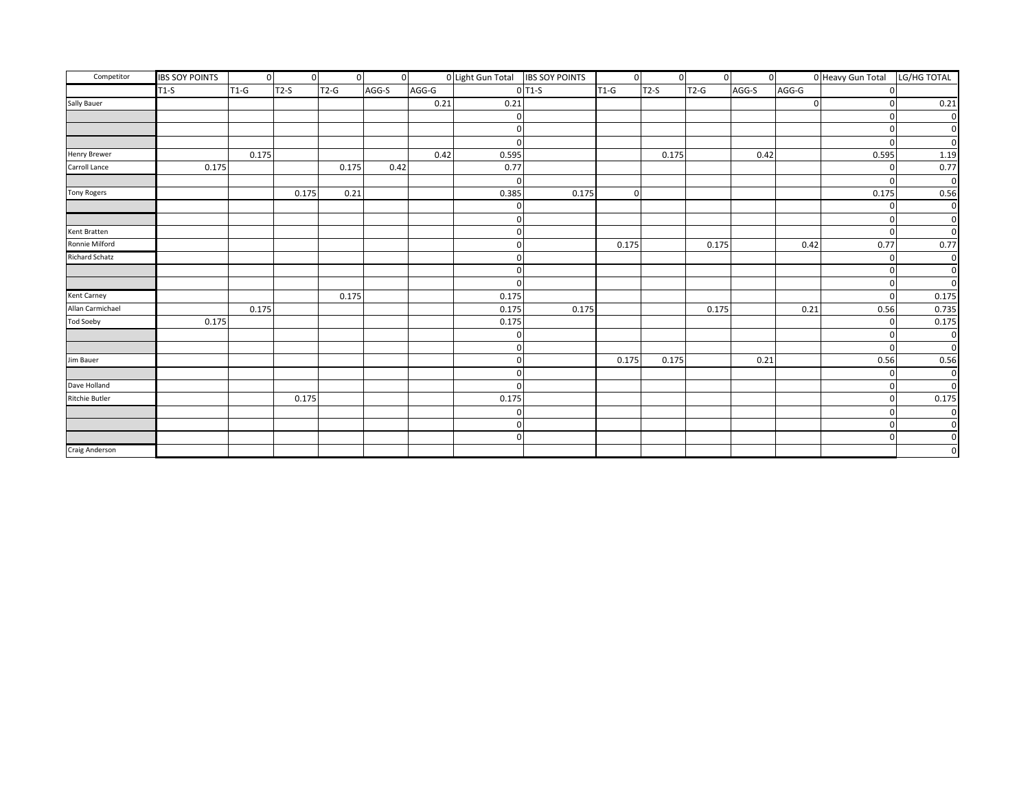| Competitor | IBS SOY POINTS | 0 | 0 | 0 | 0 | 0 | Light Gun Total | IBS SOY POINTS | 0 | 0 | 0 | 0 | 0 | Heavy Gun Total | LG/HG TOTAL |
|---|---|---|---|---|---|---|---|---|---|---|---|---|---|---|---|
| | T1-S | T1-G | T2-S | T2-G | AGG-S | AGG-G | 0 | T1-S | T1-G | T2-S | T2-G | AGG-S | AGG-G | 0 | |
| Sally Bauer | | | | | | 0.21 | 0.21 | | | | | | 0 | 0 | 0.21 |
| | | | | | | | 0 | | | | | | | 0 | 0 |
| | | | | | | | 0 | | | | | | | 0 | 0 |
| | | | | | | | 0 | | | | | | | 0 | 0 |
| Henry Brewer | | 0.175 | | | | 0.42 | 0.595 | | | 0.175 | | 0.42 | | 0.595 | 1.19 |
| Carroll Lance | 0.175 | | | 0.175 | 0.42 | | 0.77 | | | | | | | 0 | 0.77 |
| | | | | | | | 0 | | | | | | | 0 | 0 |
| Tony Rogers | | | 0.175 | 0.21 | | | 0.385 | 0.175 | 0 | | | | | 0.175 | 0.56 |
| | | | | | | | 0 | | | | | | | 0 | 0 |
| | | | | | | | 0 | | | | | | | 0 | 0 |
| Kent Bratten | | | | | | | 0 | | | | | | | 0 | 0 |
| Ronnie Milford | | | | | | | 0 | | 0.175 | | 0.175 | | 0.42 | 0.77 | 0.77 |
| Richard Schatz | | | | | | | 0 | | | | | | | 0 | 0 |
| | | | | | | | 0 | | | | | | | 0 | 0 |
| | | | | | | | 0 | | | | | | | 0 | 0 |
| Kent Carney | | | | 0.175 | | | 0.175 | | | | | | | 0 | 0.175 |
| Allan Carmichael | | 0.175 | | | | | 0.175 | 0.175 | | | 0.175 | | 0.21 | 0.56 | 0.735 |
| Tod Soeby | 0.175 | | | | | | 0.175 | | | | | | | 0 | 0.175 |
| | | | | | | | 0 | | | | | | | 0 | 0 |
| | | | | | | | 0 | | | | | | | 0 | 0 |
| Jim Bauer | | | | | | | 0 | | 0.175 | 0.175 | | 0.21 | | 0.56 | 0.56 |
| | | | | | | | 0 | | | | | | | 0 | 0 |
| Dave Holland | | | | | | | 0 | | | | | | | 0 | 0 |
| Ritchie Butler | | | 0.175 | | | | 0.175 | | | | | | | 0 | 0.175 |
| | | | | | | | 0 | | | | | | | 0 | 0 |
| | | | | | | | 0 | | | | | | | 0 | 0 |
| | | | | | | | 0 | | | | | | | 0 | 0 |
| Craig Anderson | | | | | | | | | | | | | | | 0 |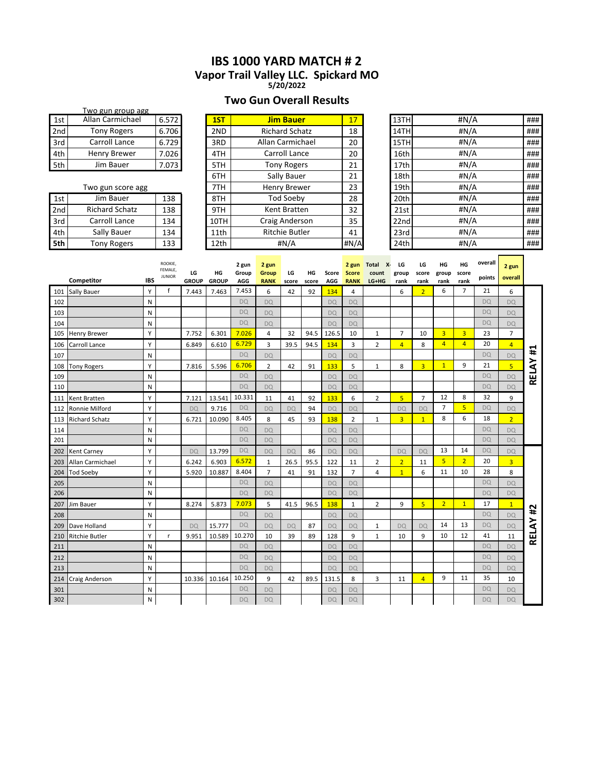# IBS 1000 YARD MATCH # 2

## Vapor Trail Valley LLC. Spickard MO

5/20/2022

## Two Gun Overall Results

Two gun group agg

| | | |
|---|---|---|
| 1st | Allan Carmichael | 6.572 |
| 2nd | Tony Rogers | 6.706 |
| 3rd | Carroll Lance | 6.729 |
| 4th | Henry Brewer | 7.026 |
| 5th | Jim Bauer | 7.073 |

Two gun score agg

| | | |
|---|---|---|
| 1st | Jim Bauer | 138 |
| 2nd | Richard Schatz | 138 |
| 3rd | Carroll Lance | 134 |
| 4th | Sally Bauer | 134 |
| 5th | Tony Rogers | 133 |

| | | |
|---|---|---|
| 1ST | Jim Bauer | 17 |
| 2ND | Richard Schatz | 18 |
| 3RD | Allan Carmichael | 20 |
| 4TH | Carroll Lance | 20 |
| 5TH | Tony Rogers | 21 |
| 6TH | Sally Bauer | 21 |
| 7TH | Henry Brewer | 23 |
| 8TH | Tod Soeby | 28 |
| 9TH | Kent Bratten | 32 |
| 10TH | Craig Anderson | 35 |
| 11th | Ritchie Butler | 41 |
| 12th | #N/A | #N/A |

| | | |
|---|---|---|
| 13TH | #N/A | ### |
| 14TH | #N/A | ### |
| 15TH | #N/A | ### |
| 16th | #N/A | ### |
| 17th | #N/A | ### |
| 18th | #N/A | ### |
| 19th | #N/A | ### |
| 20th | #N/A | ### |
| 21st | #N/A | ### |
| 22nd | #N/A | ### |
| 23rd | #N/A | ### |
| 24th | #N/A | ### |

| | Competitor | IBS | ROOKIE, FEMALE, JUNIOR | LG GROUP | HG GROUP | 2 gun Group AGG | 2 gun Group RANK | LG score | HG score | Score AGG | 2 gun Score RANK | Total X-count LG+HG | LG group rank | LG score rank | HG group rank | HG score rank | overall points | 2 gun overall | |
|---|---|---|---|---|---|---|---|---|---|---|---|---|---|---|---|---|---|---|---|
| 101 | Sally Bauer | Y | f | 7.443 | 7.463 | 7.453 | 6 | 42 | 92 | 134 | 4 | | 6 | 2 | 6 | 7 | 21 | 6 | RELAY #1 |
| 102 | | N | | | | DQ | DQ | | | DQ | DQ | | | | | | DQ | DQ | |
| 103 | | N | | | | DQ | DQ | | | DQ | DQ | | | | | | DQ | DQ | |
| 104 | | N | | | | DQ | DQ | | | DQ | DQ | | | | | | DQ | DQ | |
| 105 | Henry Brewer | Y | | 7.752 | 6.301 | 7.026 | 4 | 32 | 94.5 | 126.5 | 10 | 1 | 7 | 10 | 3 | 3 | 23 | 7 | |
| 106 | Carroll Lance | Y | | 6.849 | 6.610 | 6.729 | 3 | 39.5 | 94.5 | 134 | 3 | 2 | 4 | 8 | 4 | 4 | 20 | 4 | |
| 107 | | N | | | | DQ | DQ | | | DQ | DQ | | | | | | DQ | DQ | |
| 108 | Tony Rogers | Y | | 7.816 | 5.596 | 6.706 | 2 | 42 | 91 | 133 | 5 | 1 | 8 | 3 | 1 | 9 | 21 | 5 | |
| 109 | | N | | | | DQ | DQ | | | DQ | DQ | | | | | | DQ | DQ | |
| 110 | | N | | | | DQ | DQ | | | DQ | DQ | | | | | | DQ | DQ | |
| 111 | Kent Bratten | Y | | 7.121 | 13.541 | 10.331 | 11 | 41 | 92 | 133 | 6 | 2 | 5 | 7 | 12 | 8 | 32 | 9 | |
| 112 | Ronnie Milford | Y | | DQ | 9.716 | DQ | DQ | DQ | 94 | DQ | DQ | | DQ | DQ | 7 | 5 | DQ | DQ | |
| 113 | Richard Schatz | Y | | 6.721 | 10.090 | 8.405 | 8 | 45 | 93 | 138 | 2 | 1 | 3 | 1 | 8 | 6 | 18 | 2 | |
| 114 | | N | | | | DQ | DQ | | | DQ | DQ | | | | | | DQ | DQ | |
| 201 | | N | | | | DQ | DQ | | | DQ | DQ | | | | | | DQ | DQ | |
| 202 | Kent Carney | Y | | DQ | 13.799 | DQ | DQ | DQ | 86 | DQ | DQ | | DQ | DQ | 13 | 14 | DQ | DQ | RELAY #2 |
| 203 | Allan Carmichael | Y | | 6.242 | 6.903 | 6.572 | 1 | 26.5 | 95.5 | 122 | 11 | 2 | 2 | 11 | 5 | 2 | 20 | 3 | |
| 204 | Tod Soeby | Y | | 5.920 | 10.887 | 8.404 | 7 | 41 | 91 | 132 | 7 | 4 | 1 | 6 | 11 | 10 | 28 | 8 | |
| 205 | | N | | | | DQ | DQ | | | DQ | DQ | | | | | | DQ | DQ | |
| 206 | | N | | | | DQ | DQ | | | DQ | DQ | | | | | | DQ | DQ | |
| 207 | Jim Bauer | Y | | 8.274 | 5.873 | 7.073 | 5 | 41.5 | 96.5 | 138 | 1 | 2 | 9 | 5 | 2 | 1 | 17 | 1 | |
| 208 | | N | | | | DQ | DQ | | | DQ | DQ | | | | | | DQ | DQ | |
| 209 | Dave Holland | Y | | DQ | 15.777 | DQ | DQ | DQ | 87 | DQ | DQ | 1 | DQ | DQ | 14 | 13 | DQ | DQ | |
| 210 | Ritchie Butler | Y | r | 9.951 | 10.589 | 10.270 | 10 | 39 | 89 | 128 | 9 | 1 | 10 | 9 | 10 | 12 | 41 | 11 | |
| 211 | | N | | | | DQ | DQ | | | DQ | DQ | | | | | | DQ | DQ | |
| 212 | | N | | | | DQ | DQ | | | DQ | DQ | | | | | | DQ | DQ | |
| 213 | | N | | | | DQ | DQ | | | DQ | DQ | | | | | | DQ | DQ | |
| 214 | Craig Anderson | Y | | 10.336 | 10.164 | 10.250 | 9 | 42 | 89.5 | 131.5 | 8 | 3 | 11 | 4 | 9 | 11 | 35 | 10 | |
| 301 | | N | | | | DQ | DQ | | | DQ | DQ | | | | | | DQ | DQ | |
| 302 | | N | | | | DQ | DQ | | | DQ | DQ | | | | | | DQ | DQ | |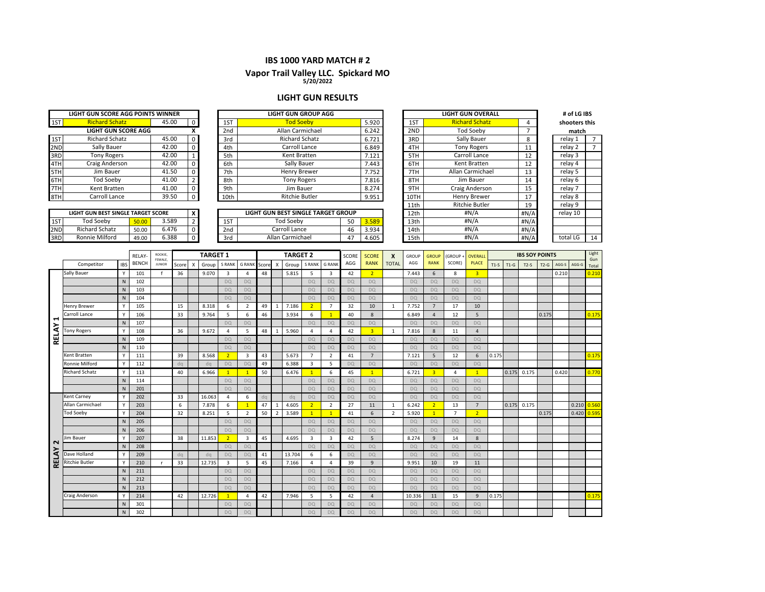# IBS 1000 YARD MATCH # 2

## Vapor Trail Valley LLC. Spickard MO

**5/20/2022**

## LIGHT GUN RESULTS

| LIGHT GUN SCORE AGG POINTS WINNER | | | |
|---|---|---|---|
| 1ST | Richard Schatz | 45.00 | 0 |

| | LIGHT GUN SCORE AGG | | X |
|---|---|---|---|
| 1ST | Richard Schatz | 45.00 | 0 |
| 2ND | Sally Bauer | 42.00 | 0 |
| 3RD | Tony Rogers | 42.00 | 1 |
| 4TH | Craig Anderson | 42.00 | 0 |
| 5TH | Jim Bauer | 41.50 | 0 |
| 6TH | Tod Soeby | 41.00 | 2 |
| 7TH | Kent Bratten | 41.00 | 0 |
| 8TH | Carroll Lance | 39.50 | 0 |

| | LIGHT GUN GROUP AGG | |
|---|---|---|
| 1ST | Tod Soeby | 5.920 |
| 2nd | Allan Carmichael | 6.242 |
| 3rd | Richard Schatz | 6.721 |
| 4th | Carroll Lance | 6.849 |
| 5th | Kent Bratten | 7.121 |
| 6th | Sally Bauer | 7.443 |
| 7th | Henry Brewer | 7.752 |
| 8th | Tony Rogers | 7.816 |
| 9th | Jim Bauer | 8.274 |
| 10th | Ritchie Butler | 9.951 |

| | LIGHT GUN OVERALL | |
|---|---|---|
| 1ST | Richard Schatz | 4 |
| 2ND | Tod Soeby | 7 |
| 3RD | Sally Bauer | 8 |
| 4TH | Tony Rogers | 11 |
| 5TH | Carroll Lance | 12 |
| 6TH | Kent Bratten | 12 |
| 7TH | Allan Carmichael | 13 |
| 8TH | Jim Bauer | 14 |
| 9TH | Craig Anderson | 15 |
| 10TH | Henry Brewer | 17 |
| 11th | Ritchie Butler | 19 |
| 12th | #N/A | #N/A |
| 13th | #N/A | #N/A |
| 14th | #N/A | #N/A |
| 15th | #N/A | #N/A |

| # of LG IBS shooters this match | |
|---|---|
| relay 1 | 7 |
| relay 2 | 7 |
| relay 3 | |
| relay 4 | |
| relay 5 | |
| relay 6 | |
| relay 7 | |
| relay 8 | |
| relay 9 | |
| relay 10 | |
| total LG | 14 |

| | LIGHT GUN BEST SINGLE TARGET SCORE | | | X |
|---|---|---|---|---|
| 1ST | Tod Soeby | 50.00 | 3.589 | 2 |
| 2ND | Richard Schatz | 50.00 | 6.476 | 0 |
| 3RD | Ronnie Milford | 49.00 | 6.388 | 0 |

| | LIGHT GUN BEST SINGLE TARGET GROUP | | |
|---|---|---|---|
| 1ST | Tod Soeby | 50 | 3.589 |
| 2nd | Carroll Lance | 46 | 3.934 |
| 3rd | Allan Carmichael | 47 | 4.605 |

| | | | | | TARGET 1 | | | | | TARGET 2 | | | | | | | | | | | | | IBS SOY POINTS | | | | | | |
|---|---|---|---|---|---|---|---|---|---|---|---|---|---|---|---|---|---|---|---|---|---|---|---|---|---|---|---|---|---|
| | Competitor | IBS | RELAY-BENCH | ROOKIE, FEMALE, JUNIOR | Score | X | Group | S RANK | G RANK | Score | X | Group | S RANK | G RANK | SCORE AGG | SCORE RANK | X TOTAL | GROUP AGG | GROUP RANK | (GROUP + SCORE) | OVERALL PLACE | T1-S | T1-G | T2-S | T2-G | AGG-S | AGG-G | Light Gun Total |
| RELAY 1 | Sally Bauer | Y | 101 | f | 36 | | 9.070 | 3 | 4 | 48 | | 5.815 | 5 | 3 | 42 | 2 | | 7.443 | 6 | 8 | 3 | | | | | 0.210 | | 0.210 |
| | | N | 102 | | | | | DQ | DQ | | | | DQ | DQ | DQ | DQ | | DQ | DQ | DQ | DQ | | | | | | | |
| | | N | 103 | | | | | DQ | DQ | | | | DQ | DQ | DQ | DQ | | DQ | DQ | DQ | DQ | | | | | | | |
| | | N | 104 | | | | | DQ | DQ | | | | DQ | DQ | DQ | DQ | | DQ | DQ | DQ | DQ | | | | | | | |
| | Henry Brewer | Y | 105 | | 15 | | 8.318 | 6 | 2 | 49 | 1 | 7.186 | 2 | 7 | 32 | 10 | 1 | 7.752 | 7 | 17 | 10 | | | | | | | |
| | Carroll Lance | Y | 106 | | 33 | | 9.764 | 5 | 6 | 46 | | 3.934 | 6 | 1 | 40 | 8 | | 6.849 | 4 | 12 | 5 | | | | 0.175 | | | 0.175 |
| | | N | 107 | | | | | DQ | DQ | | | | DQ | DQ | DQ | DQ | | DQ | DQ | DQ | DQ | | | | | | | |
| | Tony Rogers | Y | 108 | | 36 | | 9.672 | 4 | 5 | 48 | 1 | 5.960 | 4 | 4 | 42 | 3 | 1 | 7.816 | 8 | 11 | 4 | | | | | | | |
| | | N | 109 | | | | | DQ | DQ | | | | DQ | DQ | DQ | DQ | | DQ | DQ | DQ | DQ | | | | | | | |
| | | N | 110 | | | | | DQ | DQ | | | | DQ | DQ | DQ | DQ | | DQ | DQ | DQ | DQ | | | | | | | |
| | Kent Bratten | Y | 111 | | 39 | | 8.568 | 2 | 3 | 43 | | 5.673 | 7 | 2 | 41 | 7 | | 7.121 | 5 | 12 | 6 | 0.175 | | | | | | 0.175 |
| | Ronnie Milford | Y | 112 | | dq | | dq | DQ | DQ | 49 | | 6.388 | 3 | 5 | DQ | DQ | | DQ | DQ | DQ | DQ | | | | | | | |
| | Richard Schatz | Y | 113 | | 40 | | 6.966 | 1 | 1 | 50 | | 6.476 | 1 | 6 | 45 | 1 | | 6.721 | 3 | 4 | 1 | | 0.175 | 0.175 | | 0.420 | | 0.770 |
| | | N | 114 | | | | | DQ | DQ | | | | DQ | DQ | DQ | DQ | | DQ | DQ | DQ | DQ | | | | | | | |
| | | N | 201 | | | | | DQ | DQ | | | | DQ | DQ | DQ | DQ | | DQ | DQ | DQ | DQ | | | | | | | |
| RELAY 2 | Kent Carney | Y | 202 | | 33 | | 16.063 | 4 | 6 | dq | | dq | DQ | DQ | DQ | DQ | | DQ | DQ | DQ | DQ | | | | | | | |
| | Allan Carmichael | Y | 203 | | 6 | | 7.878 | 6 | 1 | 47 | 1 | 4.605 | 2 | 2 | 27 | 11 | 1 | 6.242 | 2 | 13 | 7 | | 0.175 | 0.175 | | | 0.210 | 0.560 |
| | Tod Soeby | Y | 204 | | 32 | | 8.251 | 5 | 2 | 50 | 2 | 3.589 | 1 | 1 | 41 | 6 | 2 | 5.920 | 1 | 7 | 2 | | | | 0.175 | | 0.420 | 0.595 |
| | | N | 205 | | | | | DQ | DQ | | | | DQ | DQ | DQ | DQ | | DQ | DQ | DQ | DQ | | | | | | | |
| | | N | 206 | | | | | DQ | DQ | | | | DQ | DQ | DQ | DQ | | DQ | DQ | DQ | DQ | | | | | | | |
| | Jim Bauer | Y | 207 | | 38 | | 11.853 | 2 | 3 | 45 | | 4.695 | 3 | 3 | 42 | 5 | | 8.274 | 9 | 14 | 8 | | | | | | | |
| | | N | 208 | | | | | DQ | DQ | | | | DQ | DQ | DQ | DQ | | DQ | DQ | DQ | DQ | | | | | | | |
| | Dave Holland | Y | 209 | | dq | | dq | DQ | DQ | 41 | | 13.704 | 6 | 6 | DQ | DQ | | DQ | DQ | DQ | DQ | | | | | | | |
| | Ritchie Butler | Y | 210 | r | 33 | | 12.735 | 3 | 5 | 45 | | 7.166 | 4 | 4 | 39 | 9 | | 9.951 | 10 | 19 | 11 | | | | | | | |
| | | N | 211 | | | | | DQ | DQ | | | | DQ | DQ | DQ | DQ | | DQ | DQ | DQ | DQ | | | | | | | |
| | | N | 212 | | | | | DQ | DQ | | | | DQ | DQ | DQ | DQ | | DQ | DQ | DQ | DQ | | | | | | | |
| | | N | 213 | | | | | DQ | DQ | | | | DQ | DQ | DQ | DQ | | DQ | DQ | DQ | DQ | | | | | | | |
| | Craig Anderson | Y | 214 | | 42 | | 12.726 | 1 | 4 | 42 | | 7.946 | 5 | 5 | 42 | 4 | | 10.336 | 11 | 15 | 9 | 0.175 | | | | | | 0.175 |
| | | N | 301 | | | | | DQ | DQ | | | | DQ | DQ | DQ | DQ | | DQ | DQ | DQ | DQ | | | | | | | |
| | | N | 302 | | | | | DQ | DQ | | | | DQ | DQ | DQ | DQ | | DQ | DQ | DQ | DQ | | | | | | | |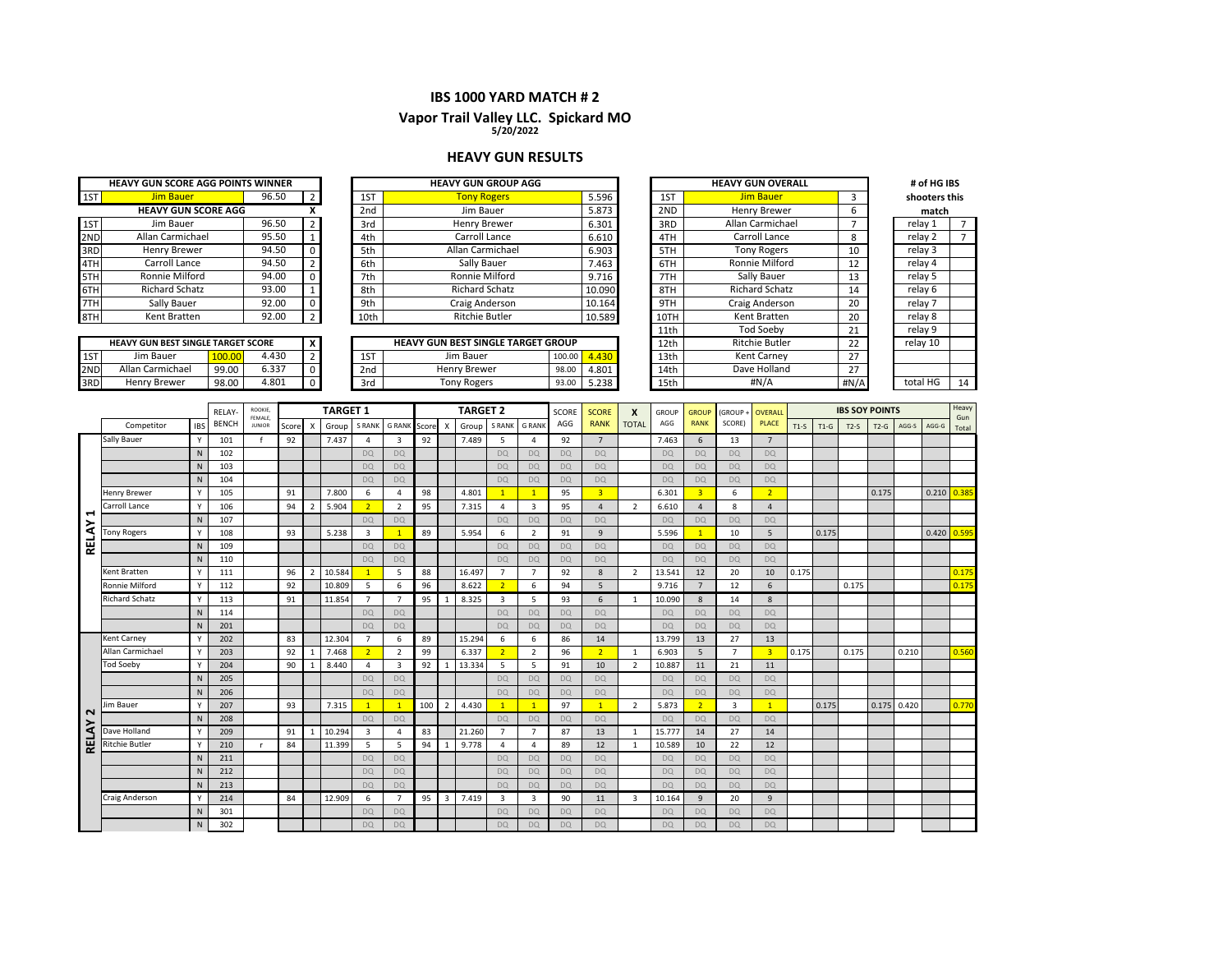# IBS 1000 YARD MATCH # 2

## Vapor Trail Valley LLC. Spickard MO

5/20/2022

## HEAVY GUN RESULTS

| HEAVY GUN SCORE AGG POINTS WINNER | | | |
|---|---|---|---|
| 1ST | Jim Bauer | 96.50 | 2 |

| HEAVY GUN SCORE AGG | | | X |
|---|---|---|---|
| 1ST | Jim Bauer | 96.50 | 2 |
| 2ND | Allan Carmichael | 95.50 | 1 |
| 3RD | Henry Brewer | 94.50 | 0 |
| 4TH | Carroll Lance | 94.50 | 2 |
| 5TH | Ronnie Milford | 94.00 | 0 |
| 6TH | Richard Schatz | 93.00 | 1 |
| 7TH | Sally Bauer | 92.00 | 0 |
| 8TH | Kent Bratten | 92.00 | 2 |

| HEAVY GUN GROUP AGG | | |
|---|---|---|
| 1ST | Tony Rogers | 5.596 |
| 2nd | Jim Bauer | 5.873 |
| 3rd | Henry Brewer | 6.301 |
| 4th | Carroll Lance | 6.610 |
| 5th | Allan Carmichael | 6.903 |
| 6th | Sally Bauer | 7.463 |
| 7th | Ronnie Milford | 9.716 |
| 8th | Richard Schatz | 10.090 |
| 9th | Craig Anderson | 10.164 |
| 10th | Ritchie Butler | 10.589 |

| HEAVY GUN OVERALL | | |
|---|---|---|
| 1ST | Jim Bauer | 3 |
| 2ND | Henry Brewer | 6 |
| 3RD | Allan Carmichael | 7 |
| 4TH | Carroll Lance | 8 |
| 5TH | Tony Rogers | 10 |
| 6TH | Ronnie Milford | 12 |
| 7TH | Sally Bauer | 13 |
| 8TH | Richard Schatz | 14 |
| 9TH | Craig Anderson | 20 |
| 10TH | Kent Bratten | 20 |
| 11th | Tod Soeby | 21 |
| 12th | Ritchie Butler | 22 |
| 13th | Kent Carney | 27 |
| 14th | Dave Holland | 27 |
| 15th | #N/A | #N/A |

| # of HG IBS shooters this match | |
|---|---|
| relay 1 | 7 |
| relay 2 | 7 |
| relay 3 | |
| relay 4 | |
| relay 5 | |
| relay 6 | |
| relay 7 | |
| relay 8 | |
| relay 9 | |
| relay 10 | |
| total HG | 14 |

| HEAVY GUN BEST SINGLE TARGET SCORE | | | | X |
|---|---|---|---|---|
| 1ST | Jim Bauer | 100.00 | 4.430 | 2 |
| 2ND | Allan Carmichael | 99.00 | 6.337 | 0 |
| 3RD | Henry Brewer | 98.00 | 4.801 | 0 |

| HEAVY GUN BEST SINGLE TARGET GROUP | | | |
|---|---|---|---|
| 1ST | Jim Bauer | 100.00 | 4.430 |
| 2nd | Henry Brewer | 98.00 | 4.801 |
| 3rd | Tony Rogers | 93.00 | 5.238 |

| | Competitor | IBS | RELAY-BENCH | ROOKIE, FEMALE, JUNIOR | TARGET 1 Score | X | Group | S RANK | G RANK | TARGET 2 Score | X | Group | S RANK | G RANK | SCORE AGG | SCORE RANK | X TOTAL | GROUP AGG | GROUP RANK | (GROUP + SCORE) | OVERALL PLACE | T1-S | T1-G | T2-S | T2-G | AGG-S | AGG-G | Heavy Gun Total |
|---|---|---|---|---|---|---|---|---|---|---|---|---|---|---|---|---|---|---|---|---|---|---|---|---|---|---|---|---|
| RELAY 1 | Sally Bauer | Y | 101 | f | 92 | | 7.437 | 4 | 3 | 92 | | 7.489 | 5 | 4 | 92 | 7 | | 7.463 | 6 | 13 | 7 | | | | | | | |
| | | N | 102 | | | | | DQ | DQ | | | | DQ | DQ | DQ | DQ | | DQ | DQ | DQ | DQ | | | | | | | |
| | | N | 103 | | | | | DQ | DQ | | | | DQ | DQ | DQ | DQ | | DQ | DQ | DQ | DQ | | | | | | | |
| | | N | 104 | | | | | DQ | DQ | | | | DQ | DQ | DQ | DQ | | DQ | DQ | DQ | DQ | | | | | | | |
| | Henry Brewer | Y | 105 | | 91 | | 7.800 | 6 | 4 | 98 | | 4.801 | 1 | 1 | 95 | 3 | | 6.301 | 3 | 6 | 2 | | | | 0.175 | | 0.210 | 0.385 |
| | Carroll Lance | Y | 106 | | 94 | 2 | 5.904 | 2 | 2 | 95 | | 7.315 | 4 | 3 | 95 | 4 | 2 | 6.610 | 4 | 8 | 4 | | | | | | | |
| | | N | 107 | | | | | DQ | DQ | | | | DQ | DQ | DQ | DQ | | DQ | DQ | DQ | DQ | | | | | | | |
| | Tony Rogers | Y | 108 | | 93 | | 5.238 | 3 | 1 | 89 | | 5.954 | 6 | 2 | 91 | 9 | | 5.596 | 1 | 10 | 5 | | 0.175 | | | | 0.420 | 0.595 |
| | | N | 109 | | | | | DQ | DQ | | | | DQ | DQ | DQ | DQ | | DQ | DQ | DQ | DQ | | | | | | | |
| | | N | 110 | | | | | DQ | DQ | | | | DQ | DQ | DQ | DQ | | DQ | DQ | DQ | DQ | | | | | | | |
| | Kent Bratten | Y | 111 | | 96 | 2 | 10.584 | 1 | 5 | 88 | | 16.497 | 7 | 7 | 92 | 8 | 2 | 13.541 | 12 | 20 | 10 | 0.175 | | | | | | 0.175 |
| | Ronnie Milford | Y | 112 | | 92 | | 10.809 | 5 | 6 | 96 | | 8.622 | 2 | 6 | 94 | 5 | | 9.716 | 7 | 12 | 6 | | | 0.175 | | | | 0.175 |
| | Richard Schatz | Y | 113 | | 91 | | 11.854 | 7 | 7 | 95 | 1 | 8.325 | 3 | 5 | 93 | 6 | 1 | 10.090 | 8 | 14 | 8 | | | | | | | |
| | | N | 114 | | | | | DQ | DQ | | | | DQ | DQ | DQ | DQ | | DQ | DQ | DQ | DQ | | | | | | | |
| | | N | 201 | | | | | DQ | DQ | | | | DQ | DQ | DQ | DQ | | DQ | DQ | DQ | DQ | | | | | | | |
| RELAY 2 | Kent Carney | Y | 202 | | 83 | | 12.304 | 7 | 6 | 89 | | 15.294 | 6 | 6 | 86 | 14 | | 13.799 | 13 | 27 | 13 | | | | | | | |
| | Allan Carmichael | Y | 203 | | 92 | 1 | 7.468 | 2 | 2 | 99 | | 6.337 | 2 | 2 | 96 | 2 | 1 | 6.903 | 5 | 7 | 3 | 0.175 | | 0.175 | | 0.210 | | 0.560 |
| | Tod Soeby | Y | 204 | | 90 | 1 | 8.440 | 4 | 3 | 92 | 1 | 13.334 | 5 | 5 | 91 | 10 | 2 | 10.887 | 11 | 21 | 11 | | | | | | | |
| | | N | 205 | | | | | DQ | DQ | | | | DQ | DQ | DQ | DQ | | DQ | DQ | DQ | DQ | | | | | | | |
| | | N | 206 | | | | | DQ | DQ | | | | DQ | DQ | DQ | DQ | | DQ | DQ | DQ | DQ | | | | | | | |
| | Jim Bauer | Y | 207 | | 93 | | 7.315 | 1 | 1 | 100 | 2 | 4.430 | 1 | 1 | 97 | 1 | 2 | 5.873 | 2 | 3 | 1 | | 0.175 | | 0.175 | 0.420 | | 0.770 |
| | | N | 208 | | | | | DQ | DQ | | | | DQ | DQ | DQ | DQ | | DQ | DQ | DQ | DQ | | | | | | | |
| | Dave Holland | Y | 209 | | 91 | 1 | 10.294 | 3 | 4 | 83 | | 21.260 | 7 | 7 | 87 | 13 | 1 | 15.777 | 14 | 27 | 14 | | | | | | | |
| | Ritchie Butler | Y | 210 | r | 84 | | 11.399 | 5 | 5 | 94 | 1 | 9.778 | 4 | 4 | 89 | 12 | 1 | 10.589 | 10 | 22 | 12 | | | | | | | |
| | | N | 211 | | | | | DQ | DQ | | | | DQ | DQ | DQ | DQ | | DQ | DQ | DQ | DQ | | | | | | | |
| | | N | 212 | | | | | DQ | DQ | | | | DQ | DQ | DQ | DQ | | DQ | DQ | DQ | DQ | | | | | | | |
| | | N | 213 | | | | | DQ | DQ | | | | DQ | DQ | DQ | DQ | | DQ | DQ | DQ | DQ | | | | | | | |
| | Craig Anderson | Y | 214 | | 84 | | 12.909 | 6 | 7 | 95 | 3 | 7.419 | 3 | 3 | 90 | 11 | 3 | 10.164 | 9 | 20 | 9 | | | | | | | |
| | | N | 301 | | | | | DQ | DQ | | | | DQ | DQ | DQ | DQ | | DQ | DQ | DQ | DQ | | | | | | | |
| | | N | 302 | | | | | DQ | DQ | | | | DQ | DQ | DQ | DQ | | DQ | DQ | DQ | DQ | | | | | | | |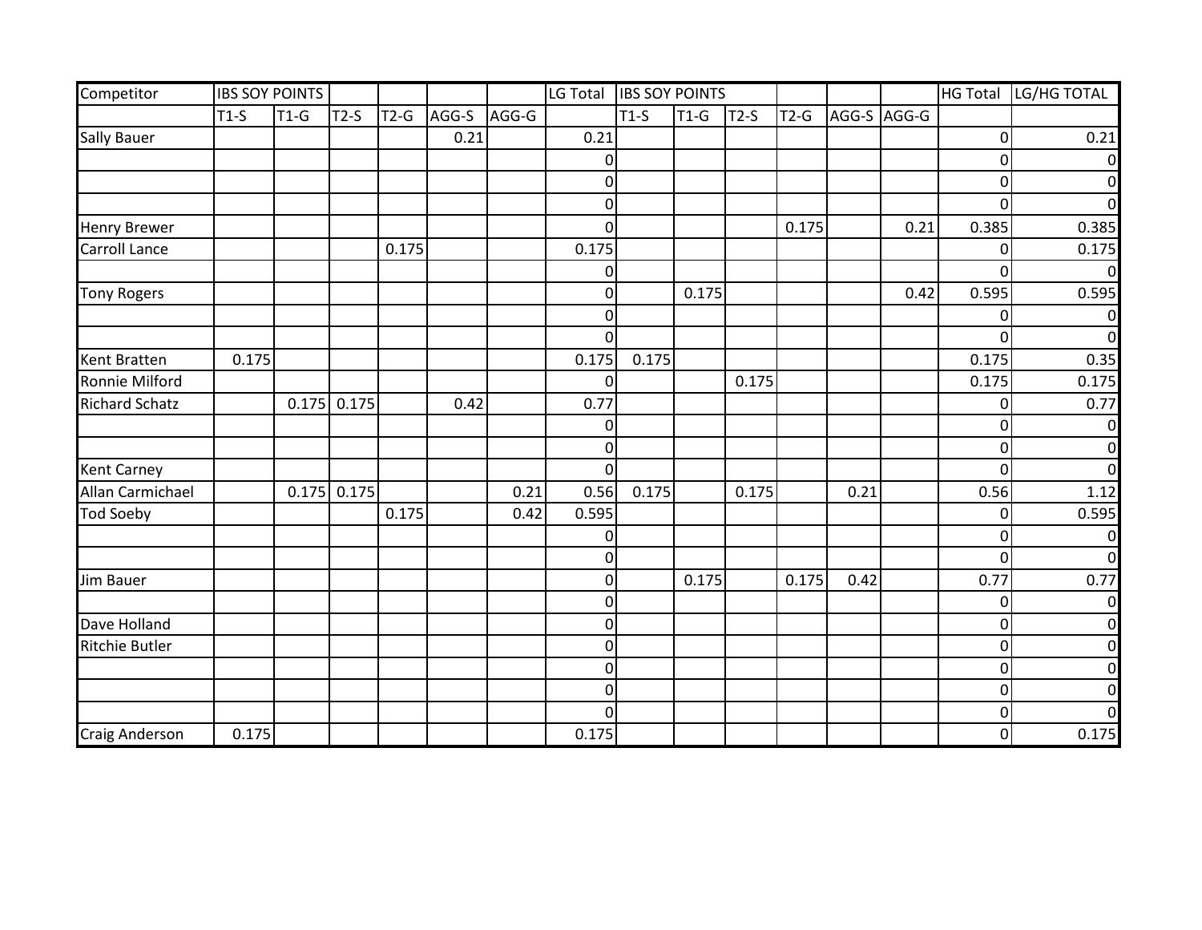| Competitor | IBS SOY POINTS | | | | | | LG Total | IBS SOY POINTS | | | | | | HG Total | LG/HG TOTAL |
|---|---|---|---|---|---|---|---|---|---|---|---|---|---|---|---|
| | T1-S | T1-G | T2-S | T2-G | AGG-S | AGG-G | | T1-S | T1-G | T2-S | T2-G | AGG-S | AGG-G | | |
| Sally Bauer | | | | | 0.21 | | 0.21 | | | | | | | 0 | 0.21 |
| | | | | | | | 0 | | | | | | | 0 | 0 |
| | | | | | | | 0 | | | | | | | 0 | 0 |
| | | | | | | | 0 | | | | | | | 0 | 0 |
| Henry Brewer | | | | | | | 0 | | | | 0.175 | | 0.21 | 0.385 | 0.385 |
| Carroll Lance | | | | 0.175 | | | 0.175 | | | | | | | 0 | 0.175 |
| | | | | | | | 0 | | | | | | | 0 | 0 |
| Tony Rogers | | | | | | | 0 | | 0.175 | | | | 0.42 | 0.595 | 0.595 |
| | | | | | | | 0 | | | | | | | 0 | 0 |
| | | | | | | | 0 | | | | | | | 0 | 0 |
| Kent Bratten | 0.175 | | | | | | 0.175 | 0.175 | | | | | | 0.175 | 0.35 |
| Ronnie Milford | | | | | | | 0 | | | 0.175 | | | | 0.175 | 0.175 |
| Richard Schatz | | 0.175 | 0.175 | | 0.42 | | 0.77 | | | | | | | 0 | 0.77 |
| | | | | | | | 0 | | | | | | | 0 | 0 |
| | | | | | | | 0 | | | | | | | 0 | 0 |
| Kent Carney | | | | | | | 0 | | | | | | | 0 | 0 |
| Allan Carmichael | | 0.175 | 0.175 | | | 0.21 | 0.56 | 0.175 | | 0.175 | | 0.21 | | 0.56 | 1.12 |
| Tod Soeby | | | | 0.175 | | 0.42 | 0.595 | | | | | | | 0 | 0.595 |
| | | | | | | | 0 | | | | | | | 0 | 0 |
| | | | | | | | 0 | | | | | | | 0 | 0 |
| Jim Bauer | | | | | | | 0 | | 0.175 | | 0.175 | 0.42 | | 0.77 | 0.77 |
| | | | | | | | 0 | | | | | | | 0 | 0 |
| Dave Holland | | | | | | | 0 | | | | | | | 0 | 0 |
| Ritchie Butler | | | | | | | 0 | | | | | | | 0 | 0 |
| | | | | | | | 0 | | | | | | | 0 | 0 |
| | | | | | | | 0 | | | | | | | 0 | 0 |
| | | | | | | | 0 | | | | | | | 0 | 0 |
| Craig Anderson | 0.175 | | | | | | 0.175 | | | | | | | 0 | 0.175 |